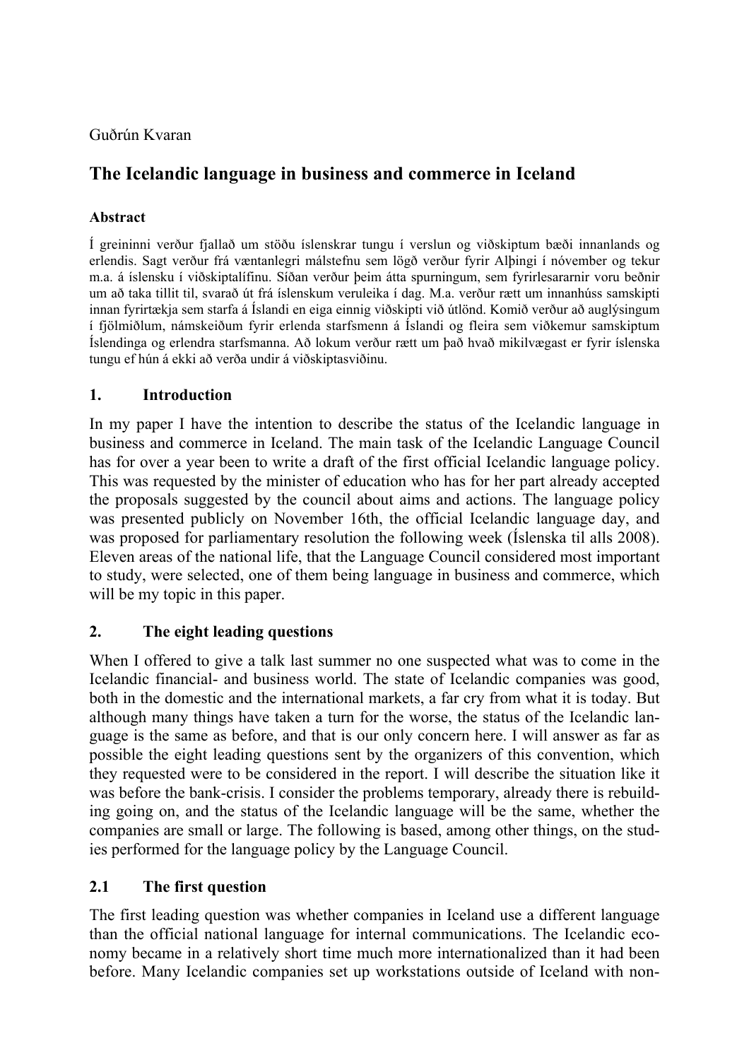Guðrún Kvaran

# The Icelandic language in business and commerce in Iceland

**Abstract**

Í greininni verður fjallað um stöðu íslenskrar tungu í verslun og viðskiptum bæði innanlands og erlendis. Sagt verður frá væntanlegri málstefnu sem lögð verður fyrir Alþingi í nóvember og tekur m.a. á íslensku í viðskiptalífinu. Síðan verður þeim átta spurningum, sem fyrirlesararnir voru beðnir um að taka tillit til, svarað út frá íslenskum veruleika í dag. M.a. verður rætt um innanhúss samskipti innan fyrirtækja sem starfa á Íslandi en eiga einnig viðskipti við útlönd. Komið verður að auglýsingum í fjölmiðlum, námskeiðum fyrir erlenda starfsmenn á Íslandi og fleira sem viðkemur samskiptum Íslendinga og erlendra starfsmanna. Að lokum verður rætt um það hvað mikilvægast er fyrir íslenska tungu ef hún á ekki að verða undir á viðskiptasviðinu.

## 1. Introduction

In my paper I have the intention to describe the status of the Icelandic language in business and commerce in Iceland. The main task of the Icelandic Language Council has for over a year been to write a draft of the first official Icelandic language policy. This was requested by the minister of education who has for her part already accepted the proposals suggested by the council about aims and actions. The language policy was presented publicly on November 16th, the official Icelandic language day, and was proposed for parliamentary resolution the following week (Íslenska til alls 2008). Eleven areas of the national life, that the Language Council considered most important to study, were selected, one of them being language in business and commerce, which will be my topic in this paper.

## 2. The eight leading questions

When I offered to give a talk last summer no one suspected what was to come in the Icelandic financial- and business world. The state of Icelandic companies was good, both in the domestic and the international markets, a far cry from what it is today. But although many things have taken a turn for the worse, the status of the Icelandic language is the same as before, and that is our only concern here. I will answer as far as possible the eight leading questions sent by the organizers of this convention, which they requested were to be considered in the report. I will describe the situation like it was before the bank-crisis. I consider the problems temporary, already there is rebuilding going on, and the status of the Icelandic language will be the same, whether the companies are small or large. The following is based, among other things, on the studies performed for the language policy by the Language Council.

### 2.1 The first question

The first leading question was whether companies in Iceland use a different language than the official national language for internal communications. The Icelandic economy became in a relatively short time much more internationalized than it had been before. Many Icelandic companies set up workstations outside of Iceland with non-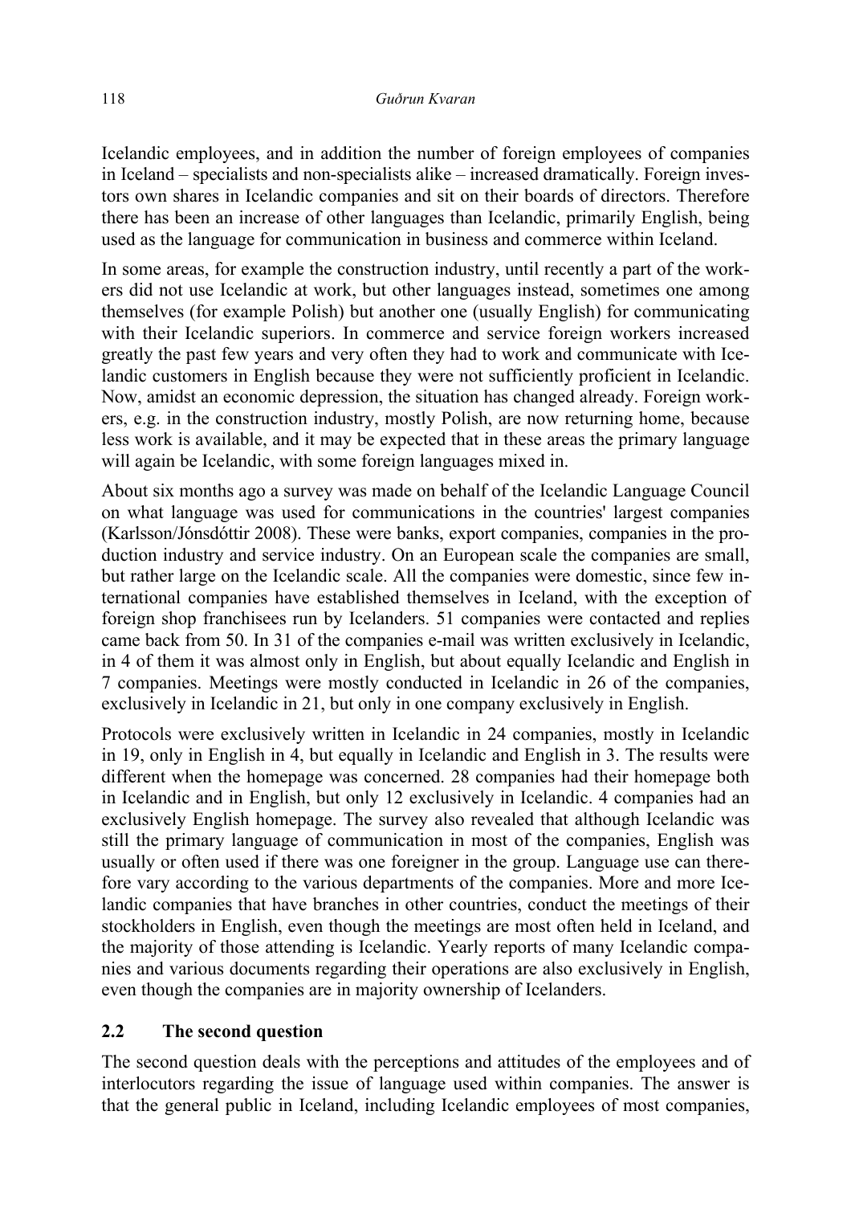Icelandic employees, and in addition the number of foreign employees of companies in Iceland – specialists and non-specialists alike – increased dramatically. Foreign investors own shares in Icelandic companies and sit on their boards of directors. Therefore there has been an increase of other languages than Icelandic, primarily English, being used as the language for communication in business and commerce within Iceland.

In some areas, for example the construction industry, until recently a part of the workers did not use Icelandic at work, but other languages instead, sometimes one among themselves (for example Polish) but another one (usually English) for communicating with their Icelandic superiors. In commerce and service foreign workers increased greatly the past few years and very often they had to work and communicate with Icelandic customers in English because they were not sufficiently proficient in Icelandic. Now, amidst an economic depression, the situation has changed already. Foreign workers, e.g. in the construction industry, mostly Polish, are now returning home, because less work is available, and it may be expected that in these areas the primary language will again be Icelandic, with some foreign languages mixed in.

About six months ago a survey was made on behalf of the Icelandic Language Council on what language was used for communications in the countries' largest companies (Karlsson/Jónsdóttir 2008). These were banks, export companies, companies in the production industry and service industry. On an European scale the companies are small, but rather large on the Icelandic scale. All the companies were domestic, since few international companies have established themselves in Iceland, with the exception of foreign shop franchisees run by Icelanders. 51 companies were contacted and replies came back from 50. In 31 of the companies e-mail was written exclusively in Icelandic, in 4 of them it was almost only in English, but about equally Icelandic and English in 7 companies. Meetings were mostly conducted in Icelandic in 26 of the companies, exclusively in Icelandic in 21, but only in one company exclusively in English.

Protocols were exclusively written in Icelandic in 24 companies, mostly in Icelandic in 19, only in English in 4, but equally in Icelandic and English in 3. The results were different when the homepage was concerned. 28 companies had their homepage both in Icelandic and in English, but only 12 exclusively in Icelandic. 4 companies had an exclusively English homepage. The survey also revealed that although Icelandic was still the primary language of communication in most of the companies, English was usually or often used if there was one foreigner in the group. Language use can therefore vary according to the various departments of the companies. More and more Icelandic companies that have branches in other countries, conduct the meetings of their stockholders in English, even though the meetings are most often held in Iceland, and the majority of those attending is Icelandic. Yearly reports of many Icelandic companies and various documents regarding their operations are also exclusively in English, even though the companies are in majority ownership of Icelanders.

## 2.2 The second question

The second question deals with the perceptions and attitudes of the employees and of interlocutors regarding the issue of language used within companies. The answer is that the general public in Iceland, including Icelandic employees of most companies,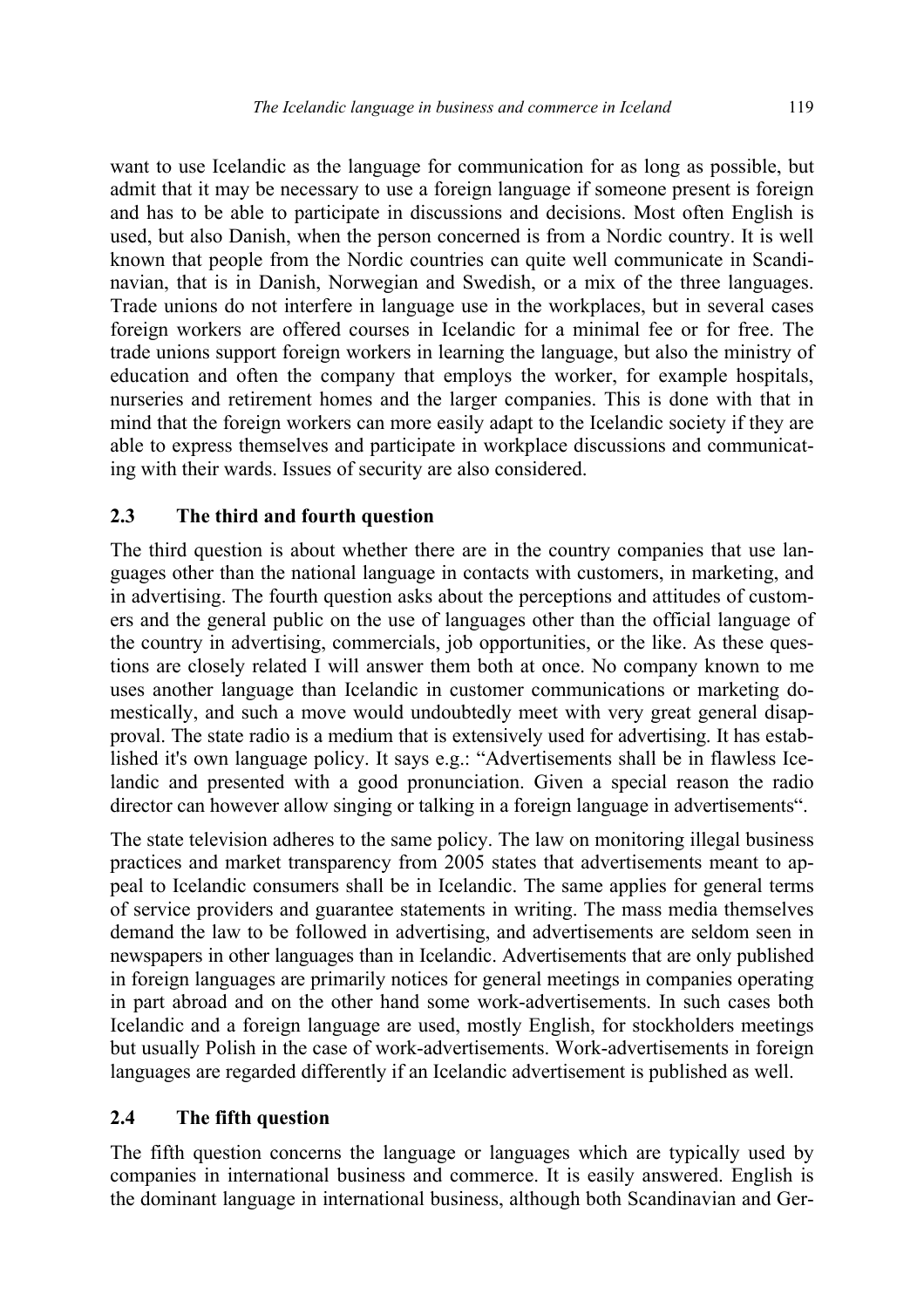want to use Icelandic as the language for communication for as long as possible, but admit that it may be necessary to use a foreign language if someone present is foreign and has to be able to participate in discussions and decisions. Most often English is used, but also Danish, when the person concerned is from a Nordic country. It is well known that people from the Nordic countries can quite well communicate in Scandinavian, that is in Danish, Norwegian and Swedish, or a mix of the three languages. Trade unions do not interfere in language use in the workplaces, but in several cases foreign workers are offered courses in Icelandic for a minimal fee or for free. The trade unions support foreign workers in learning the language, but also the ministry of education and often the company that employs the worker, for example hospitals, nurseries and retirement homes and the larger companies. This is done with that in mind that the foreign workers can more easily adapt to the Icelandic society if they are able to express themselves and participate in workplace discussions and communicating with their wards. Issues of security are also considered.

## 2.3 The third and fourth question

The third question is about whether there are in the country companies that use languages other than the national language in contacts with customers, in marketing, and in advertising. The fourth question asks about the perceptions and attitudes of customers and the general public on the use of languages other than the official language of the country in advertising, commercials, job opportunities, or the like. As these questions are closely related I will answer them both at once. No company known to me uses another language than Icelandic in customer communications or marketing domestically, and such a move would undoubtedly meet with very great general disapproval. The state radio is a medium that is extensively used for advertising. It has established it's own language policy. It says e.g.: “Advertisements shall be in flawless Icelandic and presented with a good pronunciation. Given a special reason the radio director can however allow singing or talking in a foreign language in advertisements“.

The state television adheres to the same policy. The law on monitoring illegal business practices and market transparency from 2005 states that advertisements meant to appeal to Icelandic consumers shall be in Icelandic. The same applies for general terms of service providers and guarantee statements in writing. The mass media themselves demand the law to be followed in advertising, and advertisements are seldom seen in newspapers in other languages than in Icelandic. Advertisements that are only published in foreign languages are primarily notices for general meetings in companies operating in part abroad and on the other hand some work-advertisements. In such cases both Icelandic and a foreign language are used, mostly English, for stockholders meetings but usually Polish in the case of work-advertisements. Work-advertisements in foreign languages are regarded differently if an Icelandic advertisement is published as well.

## 2.4 The fifth question

The fifth question concerns the language or languages which are typically used by companies in international business and commerce. It is easily answered. English is the dominant language in international business, although both Scandinavian and Ger-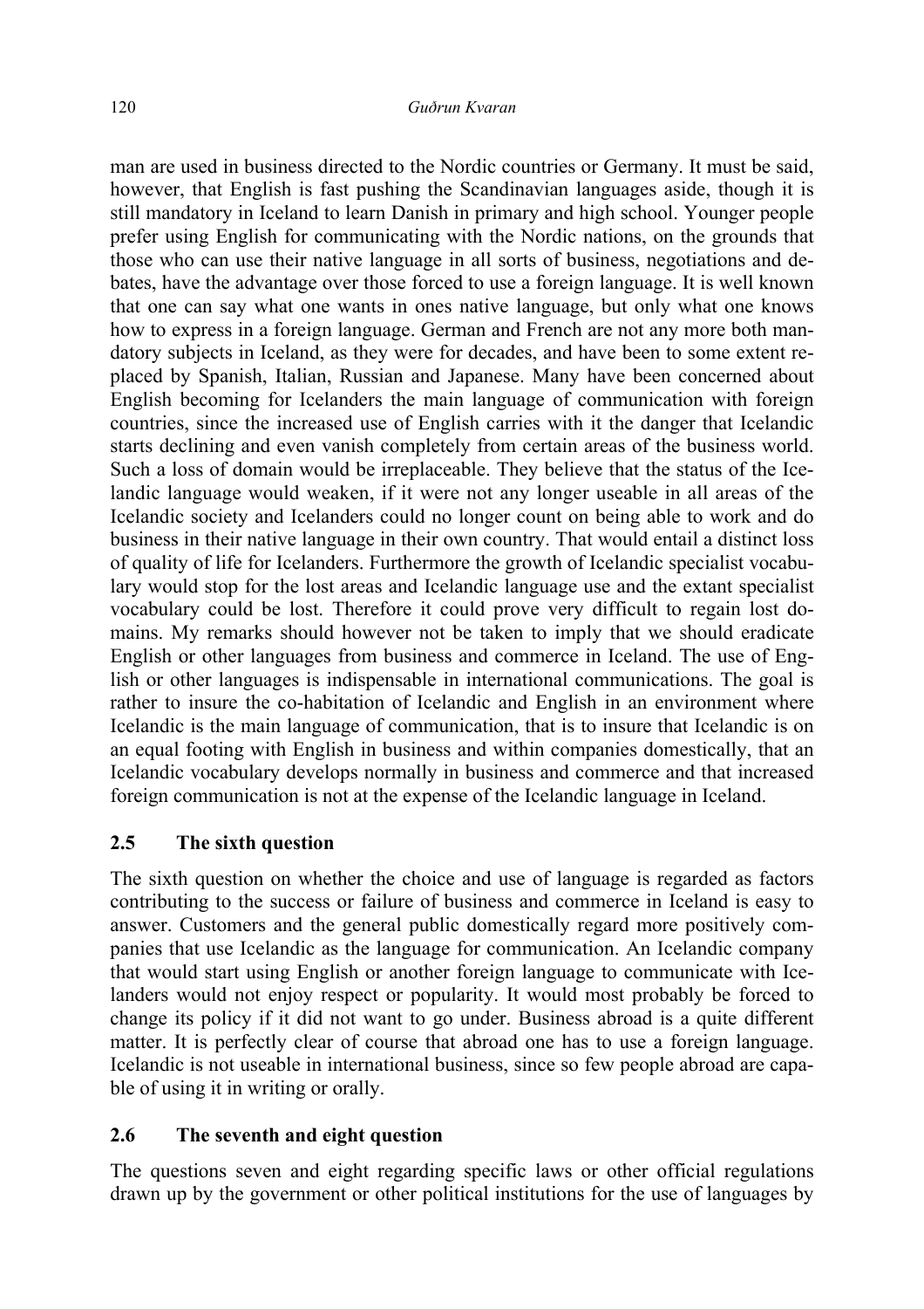man are used in business directed to the Nordic countries or Germany. It must be said, however, that English is fast pushing the Scandinavian languages aside, though it is still mandatory in Iceland to learn Danish in primary and high school. Younger people prefer using English for communicating with the Nordic nations, on the grounds that those who can use their native language in all sorts of business, negotiations and debates, have the advantage over those forced to use a foreign language. It is well known that one can say what one wants in ones native language, but only what one knows how to express in a foreign language. German and French are not any more both mandatory subjects in Iceland, as they were for decades, and have been to some extent replaced by Spanish, Italian, Russian and Japanese. Many have been concerned about English becoming for Icelanders the main language of communication with foreign countries, since the increased use of English carries with it the danger that Icelandic starts declining and even vanish completely from certain areas of the business world. Such a loss of domain would be irreplaceable. They believe that the status of the Icelandic language would weaken, if it were not any longer useable in all areas of the Icelandic society and Icelanders could no longer count on being able to work and do business in their native language in their own country. That would entail a distinct loss of quality of life for Icelanders. Furthermore the growth of Icelandic specialist vocabulary would stop for the lost areas and Icelandic language use and the extant specialist vocabulary could be lost. Therefore it could prove very difficult to regain lost domains. My remarks should however not be taken to imply that we should eradicate English or other languages from business and commerce in Iceland. The use of English or other languages is indispensable in international communications. The goal is rather to insure the co-habitation of Icelandic and English in an environment where Icelandic is the main language of communication, that is to insure that Icelandic is on an equal footing with English in business and within companies domestically, that an Icelandic vocabulary develops normally in business and commerce and that increased foreign communication is not at the expense of the Icelandic language in Iceland.

## 2.5 The sixth question

The sixth question on whether the choice and use of language is regarded as factors contributing to the success or failure of business and commerce in Iceland is easy to answer. Customers and the general public domestically regard more positively companies that use Icelandic as the language for communication. An Icelandic company that would start using English or another foreign language to communicate with Icelanders would not enjoy respect or popularity. It would most probably be forced to change its policy if it did not want to go under. Business abroad is a quite different matter. It is perfectly clear of course that abroad one has to use a foreign language. Icelandic is not useable in international business, since so few people abroad are capable of using it in writing or orally.

## 2.6 The seventh and eight question

The questions seven and eight regarding specific laws or other official regulations drawn up by the government or other political institutions for the use of languages by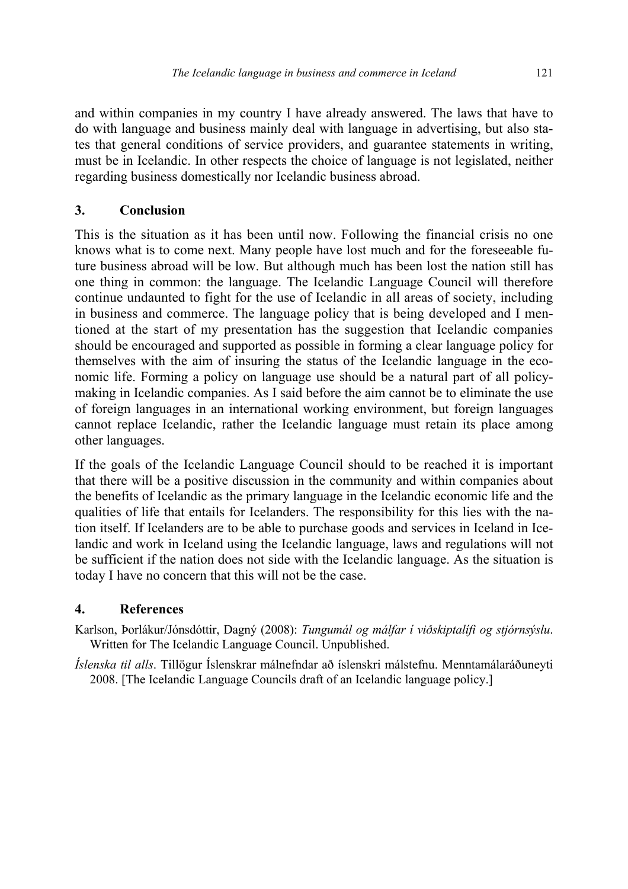and within companies in my country I have already answered. The laws that have to do with language and business mainly deal with language in advertising, but also states that general conditions of service providers, and guarantee statements in writing, must be in Icelandic. In other respects the choice of language is not legislated, neither regarding business domestically nor Icelandic business abroad.

## 3. Conclusion

This is the situation as it has been until now. Following the financial crisis no one knows what is to come next. Many people have lost much and for the foreseeable future business abroad will be low. But although much has been lost the nation still has one thing in common: the language. The Icelandic Language Council will therefore continue undaunted to fight for the use of Icelandic in all areas of society, including in business and commerce. The language policy that is being developed and I mentioned at the start of my presentation has the suggestion that Icelandic companies should be encouraged and supported as possible in forming a clear language policy for themselves with the aim of insuring the status of the Icelandic language in the economic life. Forming a policy on language use should be a natural part of all policy-making in Icelandic companies. As I said before the aim cannot be to eliminate the use of foreign languages in an international working environment, but foreign languages cannot replace Icelandic, rather the Icelandic language must retain its place among other languages.

If the goals of the Icelandic Language Council should to be reached it is important that there will be a positive discussion in the community and within companies about the benefits of Icelandic as the primary language in the Icelandic economic life and the qualities of life that entails for Icelanders. The responsibility for this lies with the nation itself. If Icelanders are to be able to purchase goods and services in Iceland in Icelandic and work in Iceland using the Icelandic language, laws and regulations will not be sufficient if the nation does not side with the Icelandic language. As the situation is today I have no concern that this will not be the case.

## 4. References

Karlson, Þorlákur/Jónsdóttir, Dagný (2008): *Tungumál og málfar í viðskiptalífi og stjórnsýslu*. Written for The Icelandic Language Council. Unpublished.

*Íslenska til alls*. Tillögur Íslenskrar málnefndar að íslenskri málstefnu. Menntamálaráðuneyti 2008. [The Icelandic Language Councils draft of an Icelandic language policy.]